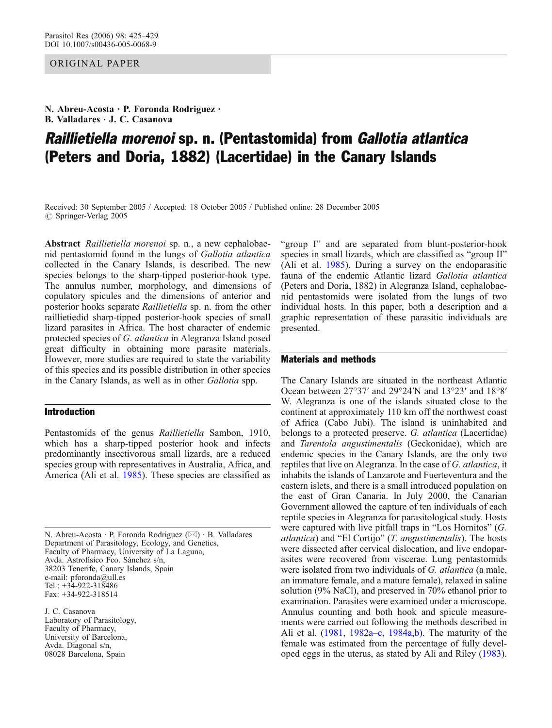ORIGINAL PAPER

**N. Abreu-Acosta · P. Foronda Rodriguez · B. Valladares · J. C. Casanova**

# *Raillietiella morenoi* sp. n. (Pentastomida) from *Gallotia atlantica* (Peters and Doria, 1882) (Lacertidae) in the Canary Islands

Received: 30 September 2005 / Accepted: 18 October 2005 / Published online: 28 December 2005
© Springer-Verlag 2005

**Abstract** *Raillietiella morenoi* sp. n., a new cephalobaenid pentastomid found in the lungs of *Gallotia atlantica* collected in the Canary Islands, is described. The new species belongs to the sharp-tipped posterior-hook type. The annulus number, morphology, and dimensions of copulatory spicules and the dimensions of anterior and posterior hooks separate *Raillietiella* sp. n. from the other raillietiedid sharp-tipped posterior-hook species of small lizard parasites in Africa. The host character of endemic protected species of *G. atlantica* in Alegranza Island posed great difficulty in obtaining more parasite materials. However, more studies are required to state the variability of this species and its possible distribution in other species in the Canary Islands, as well as in other *Gallotia* spp.

## Introduction

Pentastomids of the genus *Raillietiella* Sambon, 1910, which has a sharp-tipped posterior hook and infects predominantly insectivorous small lizards, are a reduced species group with representatives in Australia, Africa, and America (Ali et al. 1985). These species are classified as "group I" and are separated from blunt-posterior-hook species in small lizards, which are classified as "group II" (Ali et al. 1985). During a survey on the endoparasitic fauna of the endemic Atlantic lizard *Gallotia atlantica* (Peters and Doria, 1882) in Alegranza Island, cephalobaenid pentastomids were isolated from the lungs of two individual hosts. In this paper, both a description and a graphic representation of these parasitic individuals are presented.

## Materials and methods

The Canary Islands are situated in the northeast Atlantic Ocean between 27°37′ and 29°24′N and 13°23′ and 18°8′ W. Alegranza is one of the islands situated close to the continent at approximately 110 km off the northwest coast of Africa (Cabo Jubi). The island is uninhabited and belongs to a protected preserve. *G. atlantica* (Lacertidae) and *Tarentola angustimentalis* (Geckonidae), which are endemic species in the Canary Islands, are the only two reptiles that live on Alegranza. In the case of *G. atlantica*, it inhabits the islands of Lanzarote and Fuerteventura and the eastern islets, and there is a small introduced population on the east of Gran Canaria. In July 2000, the Canarian Government allowed the capture of ten individuals of each reptile species in Alegranza for parasitological study. Hosts were captured with live pitfall traps in "Los Hornitos" (*G. atlantica*) and "El Cortijo" (*T. angustimentalis*). The hosts were dissected after cervical dislocation, and live endoparasites were recovered from viscerae. Lung pentastomids were isolated from two individuals of *G. atlantica* (a male, an immature female, and a mature female), relaxed in saline solution (9% NaCl), and preserved in 70% ethanol prior to examination. Parasites were examined under a microscope. Annulus counting and both hook and spicule measurements were carried out following the methods described in Ali et al. (1981, 1982a–c, 1984a,b). The maturity of the female was estimated from the percentage of fully developed eggs in the uterus, as stated by Ali and Riley (1983).

N. Abreu-Acosta · P. Foronda Rodriguez (✉) · B. Valladares
Department of Parasitology, Ecology, and Genetics,
Faculty of Pharmacy, University of La Laguna,
Avda. Astrofísico Fco. Sánchez s/n,
38203 Tenerife, Canary Islands, Spain
e-mail: pforonda@ull.es
Tel.: +34-922-318486
Fax: +34-922-318514

J. C. Casanova
Laboratory of Parasitology,
Faculty of Pharmacy,
University of Barcelona,
Avda. Diagonal s/n,
08028 Barcelona, Spain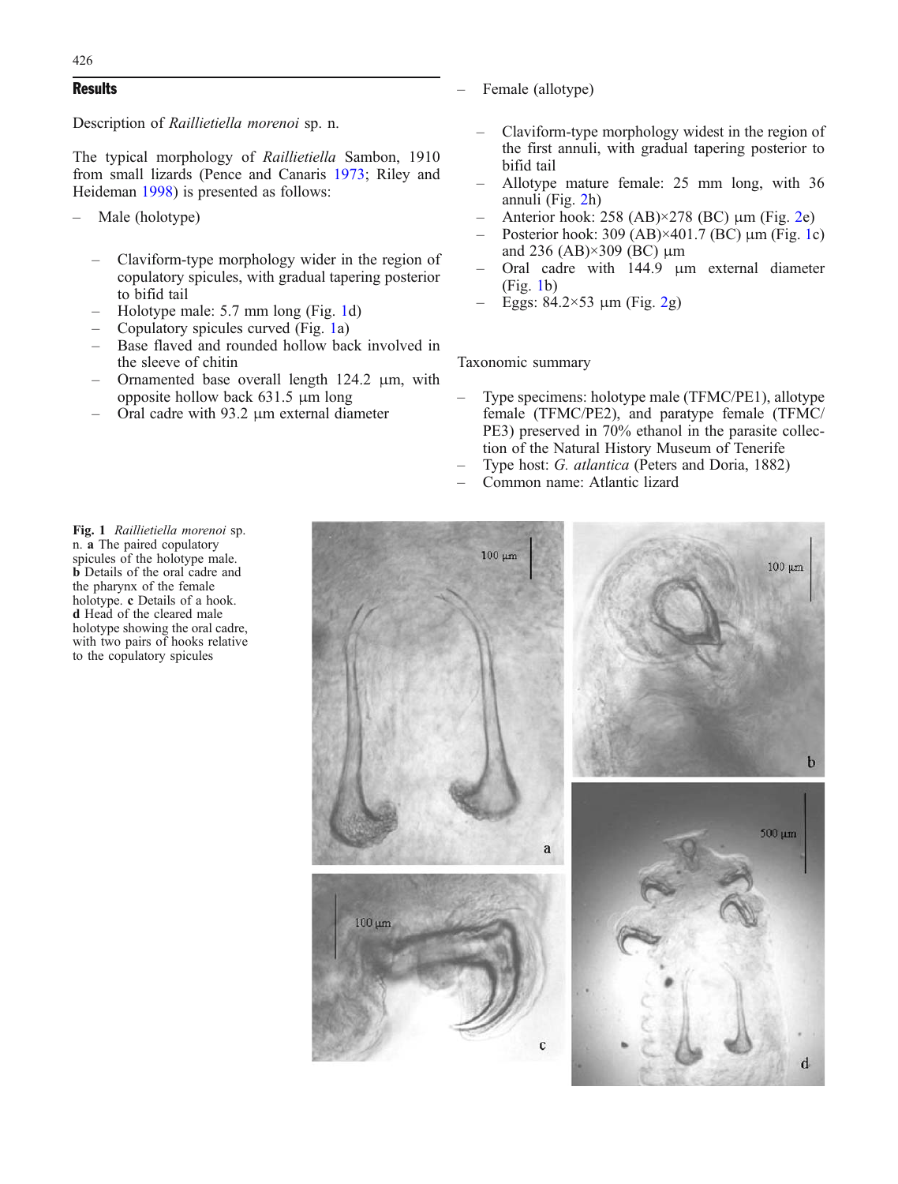## Results

Description of *Raillietiella morenoi* sp. n.

The typical morphology of *Raillietiella* Sambon, 1910 from small lizards (Pence and Canaris 1973; Riley and Heideman 1998) is presented as follows:

- Male (holotype)
  - Claviform-type morphology wider in the region of copulatory spicules, with gradual tapering posterior to bifid tail
  - Holotype male: 5.7 mm long (Fig. 1d)
  - Copulatory spicules curved (Fig. 1a)
  - Base flaved and rounded hollow back involved in the sleeve of chitin
  - Ornamented base overall length 124.2 μm, with opposite hollow back 631.5 μm long
  - Oral cadre with 93.2 μm external diameter
- Female (allotype)
  - Claviform-type morphology widest in the region of the first annuli, with gradual tapering posterior to bifid tail
  - Allotype mature female: 25 mm long, with 36 annuli (Fig. 2h)
  - Anterior hook: 258 (AB)×278 (BC) μm (Fig. 2e)
  - Posterior hook: 309 (AB)×401.7 (BC) μm (Fig. 1c) and 236 (AB)×309 (BC) μm
  - Oral cadre with 144.9 μm external diameter (Fig. 1b)
  - Eggs: 84.2×53 μm (Fig. 2g)

Taxonomic summary

- Type specimens: holotype male (TFMC/PE1), allotype female (TFMC/PE2), and paratype female (TFMC/PE3) preserved in 70% ethanol in the parasite collection of the Natural History Museum of Tenerife
- Type host: *G. atlantica* (Peters and Doria, 1882)
- Common name: Atlantic lizard

**Fig. 1** *Raillietiella morenoi* sp. n. **a** The paired copulatory spicules of the holotype male. **b** Details of the oral cadre and the pharynx of the female holotype. **c** Details of a hook. **d** Head of the cleared male holotype showing the oral cadre, with two pairs of hooks relative to the copulatory spicules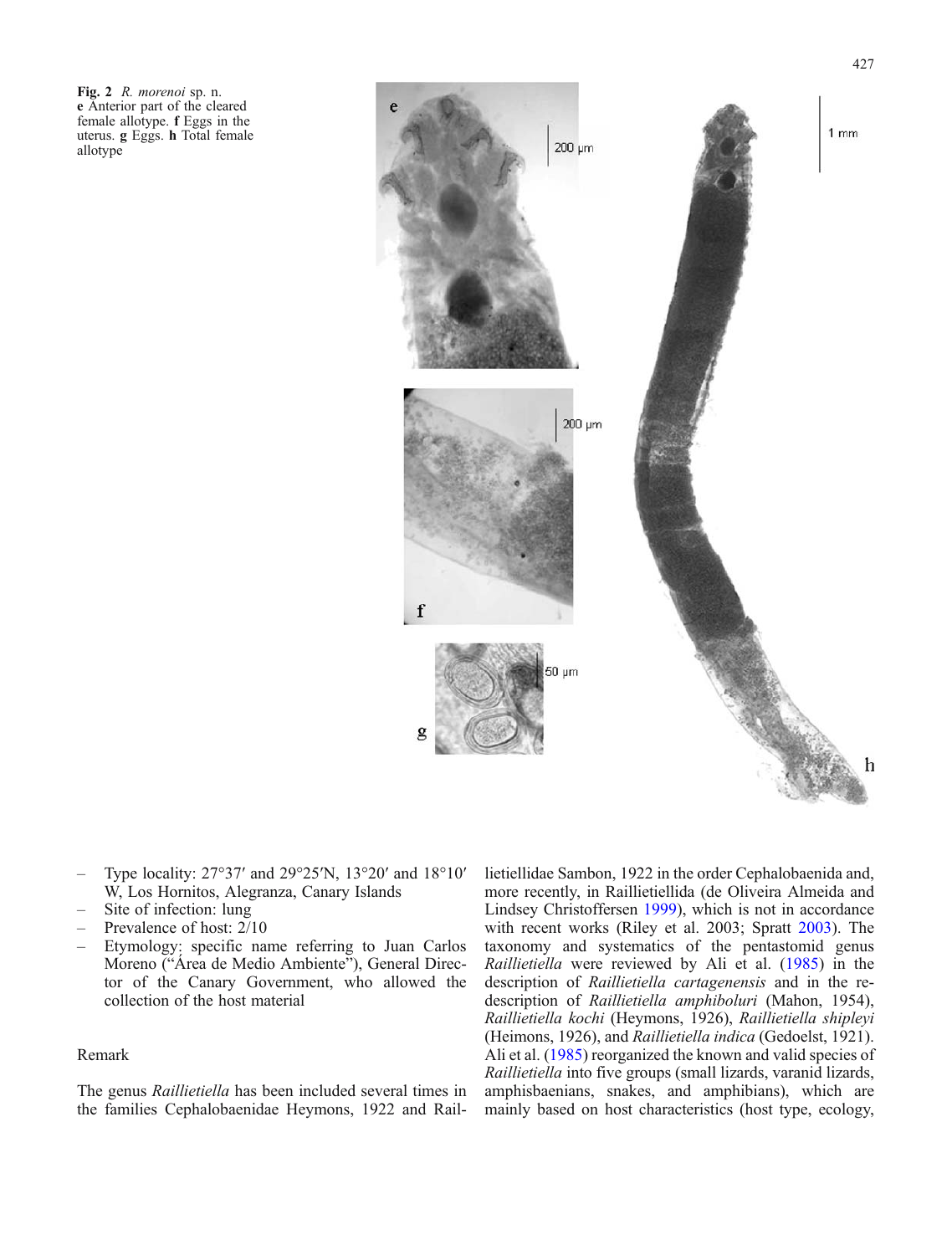**Fig. 2** *R. morenoi* sp. n. **e** Anterior part of the cleared female allotype. **f** Eggs in the uterus. **g** Eggs. **h** Total female allotype

- Type locality: 27°37′ and 29°25′N, 13°20′ and 18°10′ W, Los Hornitos, Alegranza, Canary Islands
- Site of infection: lung
- Prevalence of host: 2/10
- Etymology: specific name referring to Juan Carlos Moreno ("Área de Medio Ambiente"), General Director of the Canary Government, who allowed the collection of the host material

## Remark

The genus *Raillietiella* has been included several times in the families Cephalobaenidae Heymons, 1922 and Raillietiellidae Sambon, 1922 in the order Cephalobaenida and, more recently, in Raillietiellida (de Oliveira Almeida and Lindsey Christoffersen 1999), which is not in accordance with recent works (Riley et al. 2003; Spratt 2003). The taxonomy and systematics of the pentastomid genus *Raillietiella* were reviewed by Ali et al. (1985) in the description of *Raillietiella cartagenensis* and in the redescription of *Raillietiella amphiboluri* (Mahon, 1954), *Raillietiella kochi* (Heymons, 1926), *Raillietiella shipleyi* (Heimons, 1926), and *Raillietiella indica* (Gedoelst, 1921). Ali et al. (1985) reorganized the known and valid species of *Raillietiella* into five groups (small lizards, varanid lizards, amphisbaenians, snakes, and amphibians), which are mainly based on host characteristics (host type, ecology,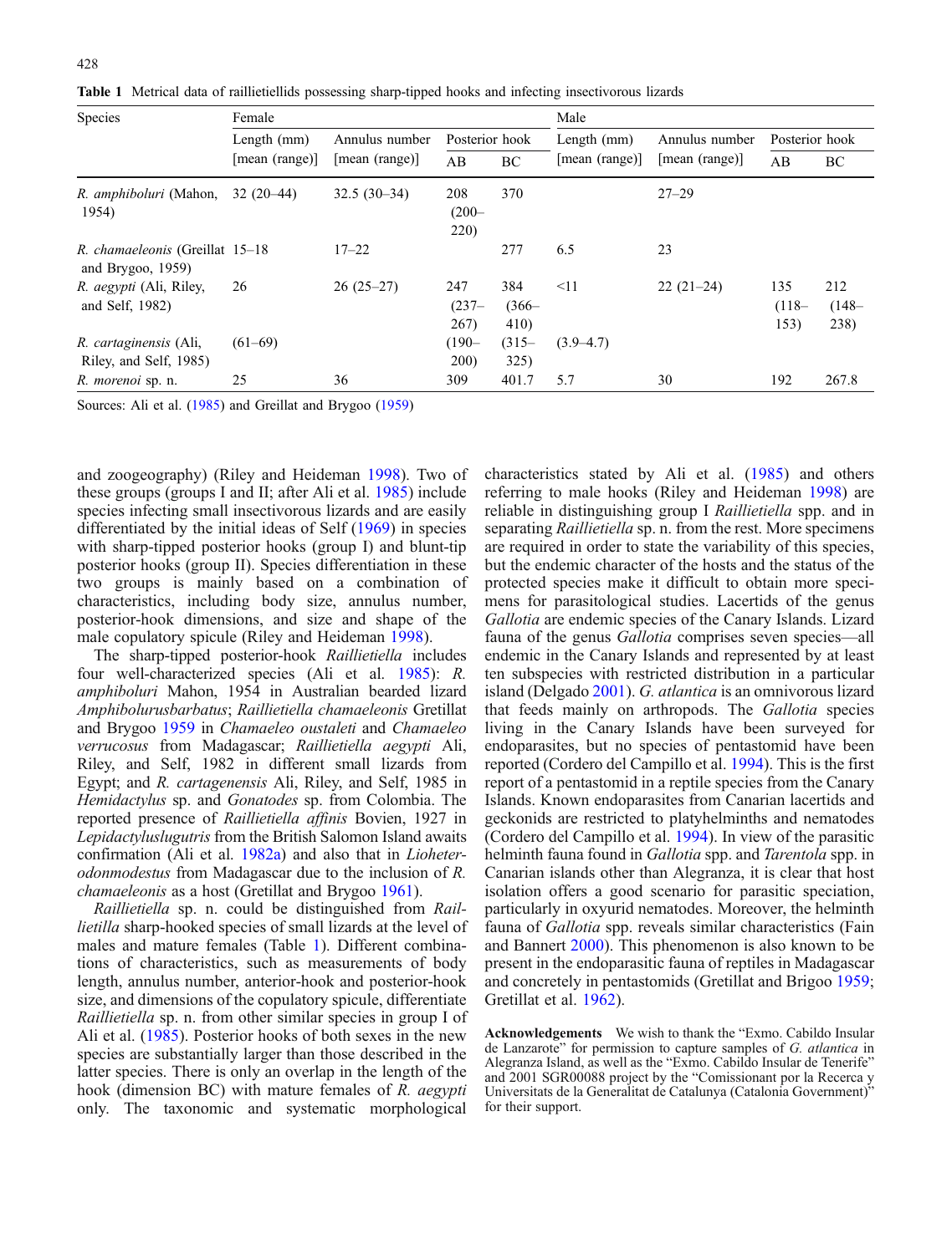**Table 1** Metrical data of raillietiellids possessing sharp-tipped hooks and infecting insectivorous lizards

| Species | Female | | | | Male | | | |
|---|---|---|---|---|---|---|---|---|
| | Length (mm) [mean (range)] | Annulus number [mean (range)] | Posterior hook | | Length (mm) [mean (range)] | Annulus number [mean (range)] | Posterior hook | |
| | | | AB | BC | | | AB | BC |
| *R. amphiboluri* (Mahon, 1954) | 32 (20–44) | 32.5 (30–34) | 208 (200–220) | 370 | | 27–29 | | |
| *R. chamaeleonis* (Greillat and Brygoo, 1959) | 15–18 | 17–22 | | 277 | 6.5 | 23 | | |
| *R. aegypti* (Ali, Riley, and Self, 1982) | 26 | 26 (25–27) | 247 (237–267) | 384 (366–410) | <11 | 22 (21–24) | 135 (118–153) | 212 (148–238) |
| *R. cartaginensis* (Ali, Riley, and Self, 1985) | (61–69) | | (190–200) | (315–325) | (3.9–4.7) | | | |
| *R. morenoi* sp. n. | 25 | 36 | 309 | 401.7 | 5.7 | 30 | 192 | 267.8 |

Sources: Ali et al. (1985) and Greillat and Brygoo (1959)

and zoogeography) (Riley and Heideman 1998). Two of these groups (groups I and II; after Ali et al. 1985) include species infecting small insectivorous lizards and are easily differentiated by the initial ideas of Self (1969) in species with sharp-tipped posterior hooks (group I) and blunt-tip posterior hooks (group II). Species differentiation in these two groups is mainly based on a combination of characteristics, including body size, annulus number, posterior-hook dimensions, and size and shape of the male copulatory spicule (Riley and Heideman 1998).

The sharp-tipped posterior-hook *Raillietiella* includes four well-characterized species (Ali et al. 1985): *R. amphiboluri* Mahon, 1954 in Australian bearded lizard *Amphibolurusbarbatus*; *Raillietiella chamaeleonis* Gretillat and Brygoo 1959 in *Chamaeleo oustaleti* and *Chamaeleo verrucosus* from Madagascar; *Raillietiella aegypti* Ali, Riley, and Self, 1982 in different small lizards from Egypt; and *R. cartagenensis* Ali, Riley, and Self, 1985 in *Hemidactylus* sp. and *Gonatodes* sp. from Colombia. The reported presence of *Raillietiella affinis* Bovien, 1927 in *Lepidactyluslugutris* from the British Salomon Island awaits confirmation (Ali et al. 1982a) and also that in *Lioheterodonmodestus* from Madagascar due to the inclusion of *R. chamaeleonis* as a host (Gretillat and Brygoo 1961).

*Raillietiella* sp. n. could be distinguished from *Raillietilla* sharp-hooked species of small lizards at the level of males and mature females (Table 1). Different combinations of characteristics, such as measurements of body length, annulus number, anterior-hook and posterior-hook size, and dimensions of the copulatory spicule, differentiate *Raillietiella* sp. n. from other similar species in group I of Ali et al. (1985). Posterior hooks of both sexes in the new species are substantially larger than those described in the latter species. There is only an overlap in the length of the hook (dimension BC) with mature females of *R. aegypti* only. The taxonomic and systematic morphological characteristics stated by Ali et al. (1985) and others referring to male hooks (Riley and Heideman 1998) are reliable in distinguishing group I *Raillietiella* spp. and in separating *Raillietiella* sp. n. from the rest. More specimens are required in order to state the variability of this species, but the endemic character of the hosts and the status of the protected species make it difficult to obtain more specimens for parasitological studies. Lacertids of the genus *Gallotia* are endemic species of the Canary Islands. Lizard fauna of the genus *Gallotia* comprises seven species—all endemic in the Canary Islands and represented by at least ten subspecies with restricted distribution in a particular island (Delgado 2001). *G. atlantica* is an omnivorous lizard that feeds mainly on arthropods. The *Gallotia* species living in the Canary Islands have been surveyed for endoparasites, but no species of pentastomid have been reported (Cordero del Campillo et al. 1994). This is the first report of a pentastomid in a reptile species from the Canary Islands. Known endoparasites from Canarian lacertids and geckonids are restricted to platyhelminths and nematodes (Cordero del Campillo et al. 1994). In view of the parasitic helminth fauna found in *Gallotia* spp. and *Tarentola* spp. in Canarian islands other than Alegranza, it is clear that host isolation offers a good scenario for parasitic speciation, particularly in oxyurid nematodes. Moreover, the helminth fauna of *Gallotia* spp. reveals similar characteristics (Fain and Bannert 2000). This phenomenon is also known to be present in the endoparasitic fauna of reptiles in Madagascar and concretely in pentastomids (Gretillat and Brigoo 1959; Gretillat et al. 1962).

**Acknowledgements** We wish to thank the "Exmo. Cabildo Insular de Lanzarote" for permission to capture samples of *G. atlantica* in Alegranza Island, as well as the "Exmo. Cabildo Insular de Tenerife" and 2001 SGR00088 project by the "Comissionant por la Recerca y Universitats de la Generalitat de Catalunya (Catalonia Government)" for their support.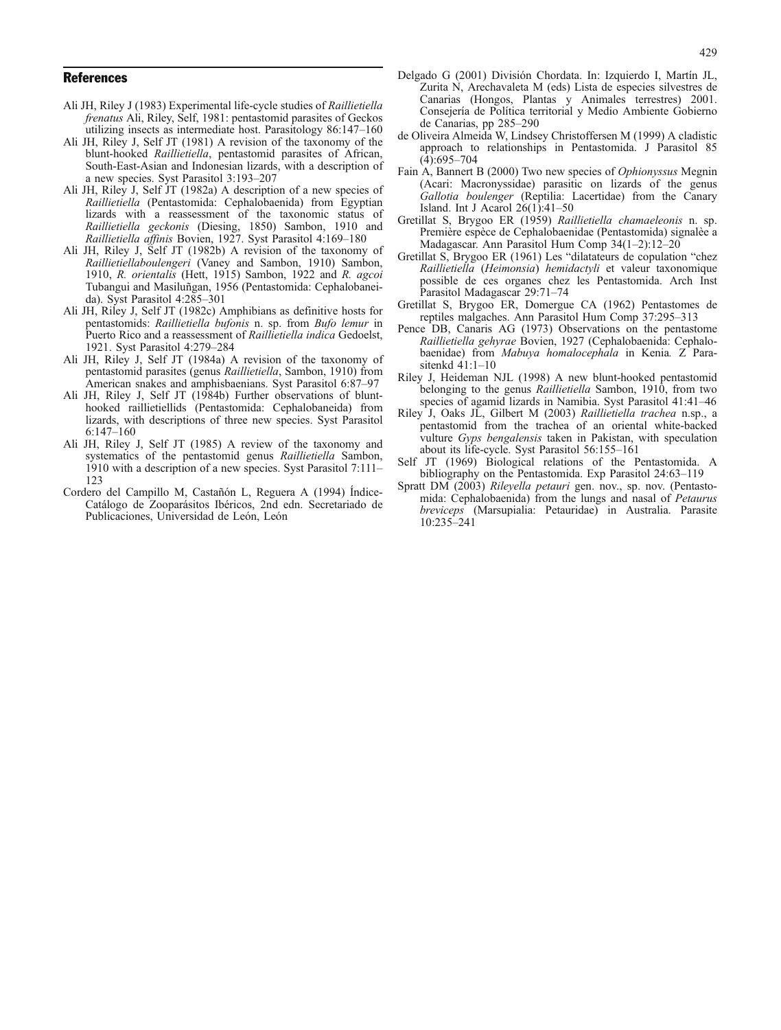## References

Ali JH, Riley J (1983) Experimental life-cycle studies of *Raillietiella frenatus* Ali, Riley, Self, 1981: pentastomid parasites of Geckos utilizing insects as intermediate host. Parasitology 86:147–160

Ali JH, Riley J, Self JT (1981) A revision of the taxonomy of the blunt-hooked *Raillietiella*, pentastomid parasites of African, South-East-Asian and Indonesian lizards, with a description of a new species. Syst Parasitol 3:193–207

Ali JH, Riley J, Self JT (1982a) A description of a new species of *Raillietiella* (Pentastomida: Cephalobaenida) from Egyptian lizards with a reassessment of the taxonomic status of *Raillietiella geckonis* (Diesing, 1850) Sambon, 1910 and *Raillietiella affinis* Bovien, 1927. Syst Parasitol 4:169–180

Ali JH, Riley J, Self JT (1982b) A revision of the taxonomy of *Raillietiellaboulengeri* (Vaney and Sambon, 1910) Sambon, 1910, *R. orientalis* (Hett, 1915) Sambon, 1922 and *R. agcoi* Tubangui and Masiluñgan, 1956 (Pentastomida: Cephalobaneida). Syst Parasitol 4:285–301

Ali JH, Riley J, Self JT (1982c) Amphibians as definitive hosts for pentastomids: *Raillietiella bufonis* n. sp. from *Bufo lemur* in Puerto Rico and a reassessment of *Raillietiella indica* Gedoelst, 1921. Syst Parasitol 4:279–284

Ali JH, Riley J, Self JT (1984a) A revision of the taxonomy of pentastomid parasites (genus *Raillietiella*, Sambon, 1910) from American snakes and amphisbaenians. Syst Parasitol 6:87–97

Ali JH, Riley J, Self JT (1984b) Further observations of blunt-hooked raillietiellids (Pentastomida: Cephalobaneida) from lizards, with descriptions of three new species. Syst Parasitol 6:147–160

Ali JH, Riley J, Self JT (1985) A review of the taxonomy and systematics of the pentastomid genus *Raillietiella* Sambon, 1910 with a description of a new species. Syst Parasitol 7:111–123

Cordero del Campillo M, Castañón L, Reguera A (1994) Índice-Catálogo de Zooparásitos Ibéricos, 2nd edn. Secretariado de Publicaciones, Universidad de León, León

Delgado G (2001) División Chordata. In: Izquierdo I, Martín JL, Zurita N, Arechavaleta M (eds) Lista de especies silvestres de Canarias (Hongos, Plantas y Animales terrestres) 2001. Consejería de Política territorial y Medio Ambiente Gobierno de Canarias, pp 285–290

de Oliveira Almeida W, Lindsey Christoffersen M (1999) A cladistic approach to relationships in Pentastomida. J Parasitol 85 (4):695–704

Fain A, Bannert B (2000) Two new species of *Ophionyssus* Megnin (Acari: Macronyssidae) parasitic on lizards of the genus *Gallotia boulenger* (Reptilia: Lacertidae) from the Canary Island. Int J Acarol 26(1):41–50

Gretillat S, Brygoo ER (1959) *Raillietiella chamaeleonis* n. sp. Première espèce de Cephalobaenidae (Pentastomida) signalèe a Madagascar. Ann Parasitol Hum Comp 34(1–2):12–20

Gretillat S, Brygoo ER (1961) Les "dilatateurs de copulation "chez *Raillietiella* (*Heimonsia*) *hemidactyli* et valeur taxonomique possible de ces organes chez les Pentastomida. Arch Inst Parasitol Madagascar 29:71–74

Gretillat S, Brygoo ER, Domergue CA (1962) Pentastomes de reptiles malgaches. Ann Parasitol Hum Comp 37:295–313

Pence DB, Canaris AG (1973) Observations on the pentastome *Raillietiella gehyrae* Bovien, 1927 (Cephalobaenida: Cephalobaenidae) from *Mabuya homalocephala* in Kenia*.* Z Parasitenkd 41:1–10

Riley J, Heideman NJL (1998) A new blunt-hooked pentastomid belonging to the genus *Raillietiella* Sambon, 1910, from two species of agamid lizards in Namibia. Syst Parasitol 41:41–46

Riley J, Oaks JL, Gilbert M (2003) *Raillietiella trachea* n.sp., a pentastomid from the trachea of an oriental white-backed vulture *Gyps bengalensis* taken in Pakistan, with speculation about its life-cycle. Syst Parasitol 56:155–161

Self JT (1969) Biological relations of the Pentastomida. A bibliography on the Pentastomida. Exp Parasitol 24:63–119

Spratt DM (2003) *Rileyella petauri* gen. nov., sp. nov. (Pentastomida: Cephalobaenida) from the lungs and nasal of *Petaurus breviceps* (Marsupialia: Petauridae) in Australia. Parasite 10:235–241